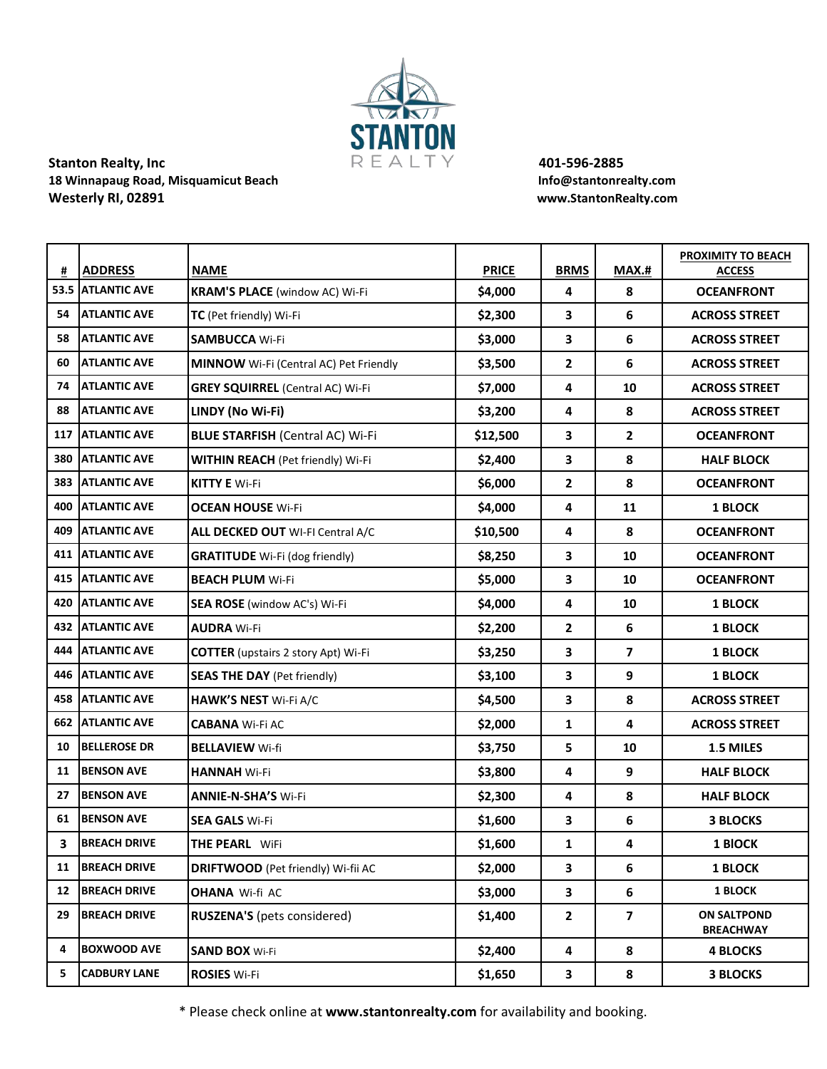STANTON REALTY

**Stanton Realty, Inc**
**18 Winnapaug Road, Misquamicut Beach**
**Westerly RI, 02891**

**401-596-2885**
**Info@stantonrealty.com**
**www.StantonRealty.com**

| # | ADDRESS | NAME | PRICE | BRMS | MAX.# | PROXIMITY TO BEACH ACCESS |
|---|---|---|---|---|---|---|
| 53.5 | ATLANTIC AVE | **KRAM'S PLACE** (window AC) Wi-Fi | $4,000 | 4 | 8 | OCEANFRONT |
| 54 | ATLANTIC AVE | **TC** (Pet friendly) Wi-Fi | $2,300 | 3 | 6 | ACROSS STREET |
| 58 | ATLANTIC AVE | **SAMBUCCA** Wi-Fi | $3,000 | 3 | 6 | ACROSS STREET |
| 60 | ATLANTIC AVE | **MINNOW** Wi-Fi (Central AC) Pet Friendly | $3,500 | 2 | 6 | ACROSS STREET |
| 74 | ATLANTIC AVE | **GREY SQUIRREL** (Central AC) Wi-Fi | $7,000 | 4 | 10 | ACROSS STREET |
| 88 | ATLANTIC AVE | **LINDY (No Wi-Fi)** | $3,200 | 4 | 8 | ACROSS STREET |
| 117 | ATLANTIC AVE | **BLUE STARFISH** (Central AC) Wi-Fi | $12,500 | 3 | 2 | OCEANFRONT |
| 380 | ATLANTIC AVE | **WITHIN REACH** (Pet friendly) Wi-Fi | $2,400 | 3 | 8 | HALF BLOCK |
| 383 | ATLANTIC AVE | **KITTY E** Wi-Fi | $6,000 | 2 | 8 | OCEANFRONT |
| 400 | ATLANTIC AVE | **OCEAN HOUSE** Wi-Fi | $4,000 | 4 | 11 | 1 BLOCK |
| 409 | ATLANTIC AVE | **ALL DECKED OUT** WI-FI Central A/C | $10,500 | 4 | 8 | OCEANFRONT |
| 411 | ATLANTIC AVE | **GRATITUDE** Wi-Fi (dog friendly) | $8,250 | 3 | 10 | OCEANFRONT |
| 415 | ATLANTIC AVE | **BEACH PLUM** Wi-Fi | $5,000 | 3 | 10 | OCEANFRONT |
| 420 | ATLANTIC AVE | **SEA ROSE** (window AC's) Wi-Fi | $4,000 | 4 | 10 | 1 BLOCK |
| 432 | ATLANTIC AVE | **AUDRA** Wi-Fi | $2,200 | 2 | 6 | 1 BLOCK |
| 444 | ATLANTIC AVE | **COTTER** (upstairs 2 story Apt) Wi-Fi | $3,250 | 3 | 7 | 1 BLOCK |
| 446 | ATLANTIC AVE | **SEAS THE DAY** (Pet friendly) | $3,100 | 3 | 9 | 1 BLOCK |
| 458 | ATLANTIC AVE | **HAWK'S NEST** Wi-Fi A/C | $4,500 | 3 | 8 | ACROSS STREET |
| 662 | ATLANTIC AVE | **CABANA** Wi-Fi AC | $2,000 | 1 | 4 | ACROSS STREET |
| 10 | BELLEROSE DR | **BELLAVIEW** Wi-fi | $3,750 | 5 | 10 | 1.5 MILES |
| 11 | BENSON AVE | **HANNAH** Wi-Fi | $3,800 | 4 | 9 | HALF BLOCK |
| 27 | BENSON AVE | **ANNIE-N-SHA'S** Wi-Fi | $2,300 | 4 | 8 | HALF BLOCK |
| 61 | BENSON AVE | **SEA GALS** Wi-Fi | $1,600 | 3 | 6 | 3 BLOCKS |
| 3 | BREACH DRIVE | **THE PEARL** WiFi | $1,600 | 1 | 4 | 1 BLOCK |
| 11 | BREACH DRIVE | **DRIFTWOOD** (Pet friendly) Wi-fii AC | $2,000 | 3 | 6 | 1 BLOCK |
| 12 | BREACH DRIVE | **OHANA** Wi-fi AC | $3,000 | 3 | 6 | 1 BLOCK |
| 29 | BREACH DRIVE | **RUSZENA'S** (pets considered) | $1,400 | 2 | 7 | ON SALTPOND BREACHWAY |
| 4 | BOXWOOD AVE | **SAND BOX** Wi-Fi | $2,400 | 4 | 8 | 4 BLOCKS |
| 5 | CADBURY LANE | **ROSIES** Wi-Fi | $1,650 | 3 | 8 | 3 BLOCKS |

\* Please check online at **www.stantonrealty.com** for availability and booking.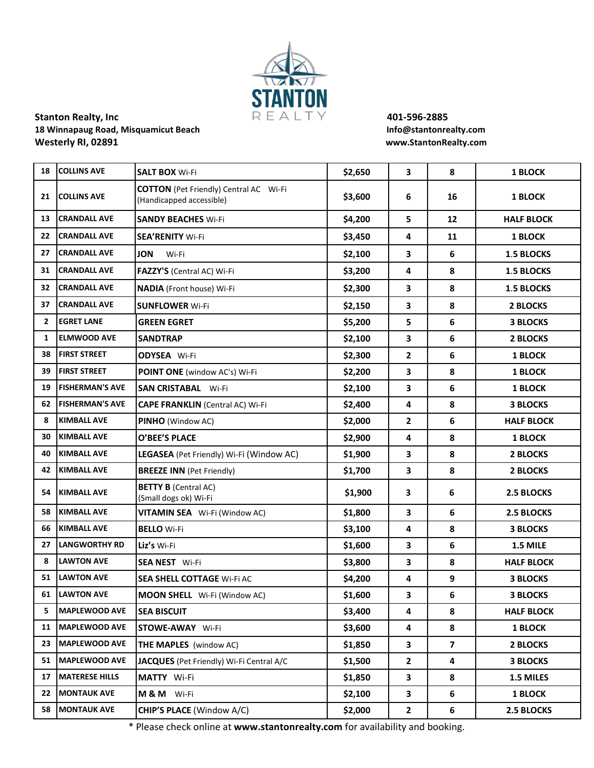**Stanton Realty, Inc**
**18 Winnapaug Road, Misquamicut Beach**
**Westerly RI, 02891**

**401-596-2885**
**Info@stantonrealty.com**
**www.StantonRealty.com**

| | | | | | | |
|---|---|---|---|---|---|---|
| **18** | **COLLINS AVE** | **SALT BOX** Wi-Fi | **$2,650** | **3** | **8** | **1 BLOCK** |
| **21** | **COLLINS AVE** | **COTTON** (Pet Friendly) Central AC Wi-Fi (Handicapped accessible) | **$3,600** | **6** | **16** | **1 BLOCK** |
| **13** | **CRANDALL AVE** | **SANDY BEACHES** Wi-Fi | **$4,200** | **5** | **12** | **HALF BLOCK** |
| **22** | **CRANDALL AVE** | **SEA'RENITY** Wi-Fi | **$3,450** | **4** | **11** | **1 BLOCK** |
| **27** | **CRANDALL AVE** | **JON** Wi-Fi | **$2,100** | **3** | **6** | **1.5 BLOCKS** |
| **31** | **CRANDALL AVE** | **FAZZY'S** (Central AC) Wi-Fi | **$3,200** | **4** | **8** | **1.5 BLOCKS** |
| **32** | **CRANDALL AVE** | **NADIA** (Front house) Wi-Fi | **$2,300** | **3** | **8** | **1.5 BLOCKS** |
| **37** | **CRANDALL AVE** | **SUNFLOWER** Wi-Fi | **$2,150** | **3** | **8** | **2 BLOCKS** |
| **2** | **EGRET LANE** | **GREEN EGRET** | **$5,200** | **5** | **6** | **3 BLOCKS** |
| **1** | **ELMWOOD AVE** | **SANDTRAP** | **$2,100** | **3** | **6** | **2 BLOCKS** |
| **38** | **FIRST STREET** | **ODYSEA** Wi-Fi | **$2,300** | **2** | **6** | **1 BLOCK** |
| **39** | **FIRST STREET** | **POINT ONE** (window AC's) Wi-Fi | **$2,200** | **3** | **8** | **1 BLOCK** |
| **19** | **FISHERMAN'S AVE** | **SAN CRISTABAL** Wi-Fi | **$2,100** | **3** | **6** | **1 BLOCK** |
| **62** | **FISHERMAN'S AVE** | **CAPE FRANKLIN** (Central AC) Wi-Fi | **$2,400** | **4** | **8** | **3 BLOCKS** |
| **8** | **KIMBALL AVE** | **PINHO** (Window AC) | **$2,000** | **2** | **6** | **HALF BLOCK** |
| **30** | **KIMBALL AVE** | **O'BEE'S PLACE** | **$2,900** | **4** | **8** | **1 BLOCK** |
| **40** | **KIMBALL AVE** | **LEGASEA** (Pet Friendly) Wi-Fi (Window AC) | **$1,900** | **3** | **8** | **2 BLOCKS** |
| **42** | **KIMBALL AVE** | **BREEZE INN** (Pet Friendly) | **$1,700** | **3** | **8** | **2 BLOCKS** |
| **54** | **KIMBALL AVE** | **BETTY B** (Central AC) (Small dogs ok) Wi-Fi | **$1,900** | **3** | **6** | **2.5 BLOCKS** |
| **58** | **KIMBALL AVE** | **VITAMIN SEA** Wi-Fi (Window AC) | **$1,800** | **3** | **6** | **2.5 BLOCKS** |
| **66** | **KIMBALL AVE** | **BELLO** Wi-Fi | **$3,100** | **4** | **8** | **3 BLOCKS** |
| **27** | **LANGWORTHY RD** | **Liz's** Wi-Fi | **$1,600** | **3** | **6** | **1.5 MILE** |
| **8** | **LAWTON AVE** | **SEA NEST** Wi-Fi | **$3,800** | **3** | **8** | **HALF BLOCK** |
| **51** | **LAWTON AVE** | **SEA SHELL COTTAGE** Wi-Fi AC | **$4,200** | **4** | **9** | **3 BLOCKS** |
| **61** | **LAWTON AVE** | **MOON SHELL** Wi-Fi (Window AC) | **$1,600** | **3** | **6** | **3 BLOCKS** |
| **5** | **MAPLEWOOD AVE** | **SEA BISCUIT** | **$3,400** | **4** | **8** | **HALF BLOCK** |
| **11** | **MAPLEWOOD AVE** | **STOWE-AWAY** Wi-Fi | **$3,600** | **4** | **8** | **1 BLOCK** |
| **23** | **MAPLEWOOD AVE** | **THE MAPLES** (window AC) | **$1,850** | **3** | **7** | **2 BLOCKS** |
| **51** | **MAPLEWOOD AVE** | **JACQUES** (Pet Friendly) Wi-Fi Central A/C | **$1,500** | **2** | **4** | **3 BLOCKS** |
| **17** | **MATERESE HILLS** | **MATTY** Wi-Fi | **$1,850** | **3** | **8** | **1.5 MILES** |
| **22** | **MONTAUK AVE** | **M & M** Wi-Fi | **$2,100** | **3** | **6** | **1 BLOCK** |
| **58** | **MONTAUK AVE** | **CHIP'S PLACE** (Window A/C) | **$2,000** | **2** | **6** | **2.5 BLOCKS** |

\* Please check online at **www.stantonrealty.com** for availability and booking.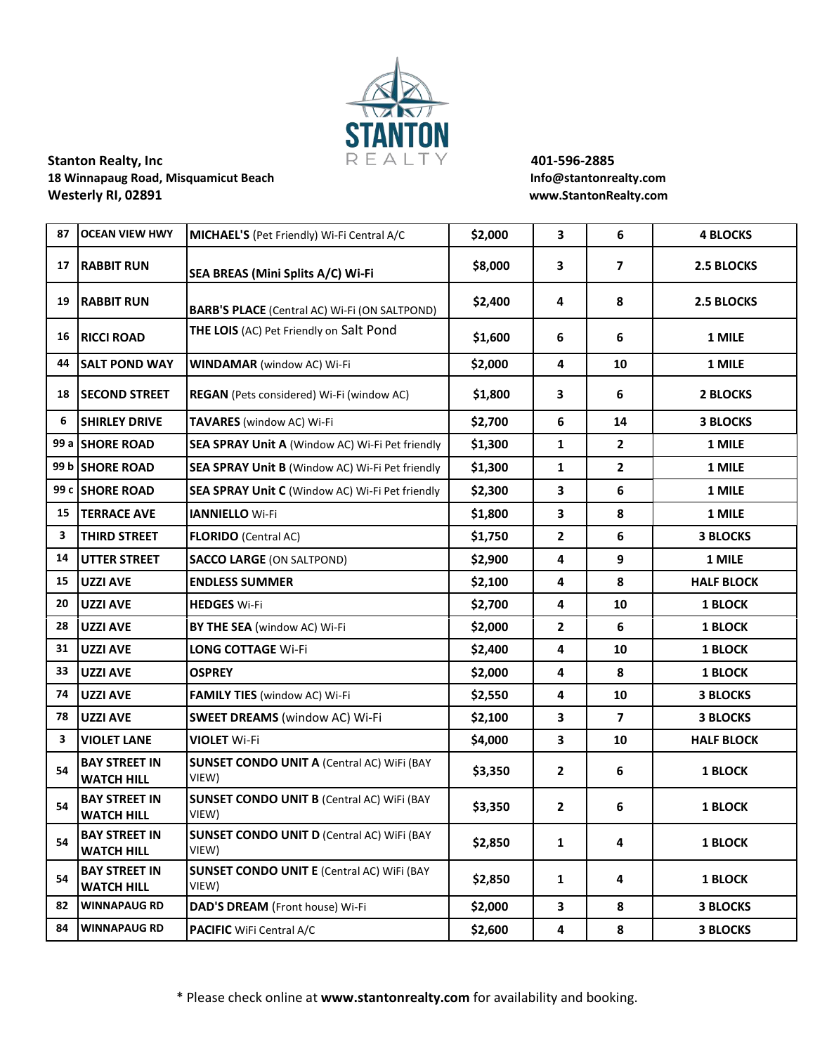**Stanton Realty, Inc**
**18 Winnapaug Road, Misquamicut Beach**
**Westerly RI, 02891**

**401-596-2885**
**Info@stantonrealty.com**
**www.StantonRealty.com**

| | | | | | | |
|---|---|---|---|---|---|---|
| 87 | OCEAN VIEW HWY | **MICHAEL'S** (Pet Friendly) Wi-Fi Central A/C | $2,000 | 3 | 6 | 4 BLOCKS |
| 17 | RABBIT RUN | **SEA BREAS (Mini Splits A/C) Wi-Fi** | $8,000 | 3 | 7 | 2.5 BLOCKS |
| 19 | RABBIT RUN | **BARB'S PLACE** (Central AC) Wi-Fi (ON SALTPOND) | $2,400 | 4 | 8 | 2.5 BLOCKS |
| 16 | RICCI ROAD | **THE LOIS** (AC) Pet Friendly on Salt Pond | $1,600 | 6 | 6 | 1 MILE |
| 44 | SALT POND WAY | **WINDAMAR** (window AC) Wi-Fi | $2,000 | 4 | 10 | 1 MILE |
| 18 | SECOND STREET | **REGAN** (Pets considered) Wi-Fi (window AC) | $1,800 | 3 | 6 | 2 BLOCKS |
| 6 | SHIRLEY DRIVE | **TAVARES** (window AC) Wi-Fi | $2,700 | 6 | 14 | 3 BLOCKS |
| 99 a | SHORE ROAD | **SEA SPRAY Unit A** (Window AC) Wi-Fi Pet friendly | $1,300 | 1 | 2 | 1 MILE |
| 99 b | SHORE ROAD | **SEA SPRAY Unit B** (Window AC) Wi-Fi Pet friendly | $1,300 | 1 | 2 | 1 MILE |
| 99 c | SHORE ROAD | **SEA SPRAY Unit C** (Window AC) Wi-Fi Pet friendly | $2,300 | 3 | 6 | 1 MILE |
| 15 | TERRACE AVE | **IANNIELLO** Wi-Fi | $1,800 | 3 | 8 | 1 MILE |
| 3 | THIRD STREET | **FLORIDO** (Central AC) | $1,750 | 2 | 6 | 3 BLOCKS |
| 14 | UTTER STREET | **SACCO LARGE** (ON SALTPOND) | $2,900 | 4 | 9 | 1 MILE |
| 15 | UZZI AVE | **ENDLESS SUMMER** | $2,100 | 4 | 8 | HALF BLOCK |
| 20 | UZZI AVE | **HEDGES** Wi-Fi | $2,700 | 4 | 10 | 1 BLOCK |
| 28 | UZZI AVE | **BY THE SEA** (window AC) Wi-Fi | $2,000 | 2 | 6 | 1 BLOCK |
| 31 | UZZI AVE | **LONG COTTAGE** Wi-Fi | $2,400 | 4 | 10 | 1 BLOCK |
| 33 | UZZI AVE | **OSPREY** | $2,000 | 4 | 8 | 1 BLOCK |
| 74 | UZZI AVE | **FAMILY TIES** (window AC) Wi-Fi | $2,550 | 4 | 10 | 3 BLOCKS |
| 78 | UZZI AVE | **SWEET DREAMS** (window AC) Wi-Fi | $2,100 | 3 | 7 | 3 BLOCKS |
| 3 | VIOLET LANE | **VIOLET** Wi-Fi | $4,000 | 3 | 10 | HALF BLOCK |
| 54 | BAY STREET IN WATCH HILL | **SUNSET CONDO UNIT A** (Central AC) WiFi (BAY VIEW) | $3,350 | 2 | 6 | 1 BLOCK |
| 54 | BAY STREET IN WATCH HILL | **SUNSET CONDO UNIT B** (Central AC) WiFi (BAY VIEW) | $3,350 | 2 | 6 | 1 BLOCK |
| 54 | BAY STREET IN WATCH HILL | **SUNSET CONDO UNIT D** (Central AC) WiFi (BAY VIEW) | $2,850 | 1 | 4 | 1 BLOCK |
| 54 | BAY STREET IN WATCH HILL | **SUNSET CONDO UNIT E** (Central AC) WiFi (BAY VIEW) | $2,850 | 1 | 4 | 1 BLOCK |
| 82 | WINNAPAUG RD | **DAD'S DREAM** (Front house) Wi-Fi | $2,000 | 3 | 8 | 3 BLOCKS |
| 84 | WINNAPAUG RD | **PACIFIC** WiFi Central A/C | $2,600 | 4 | 8 | 3 BLOCKS |

* Please check online at **www.stantonrealty.com** for availability and booking.